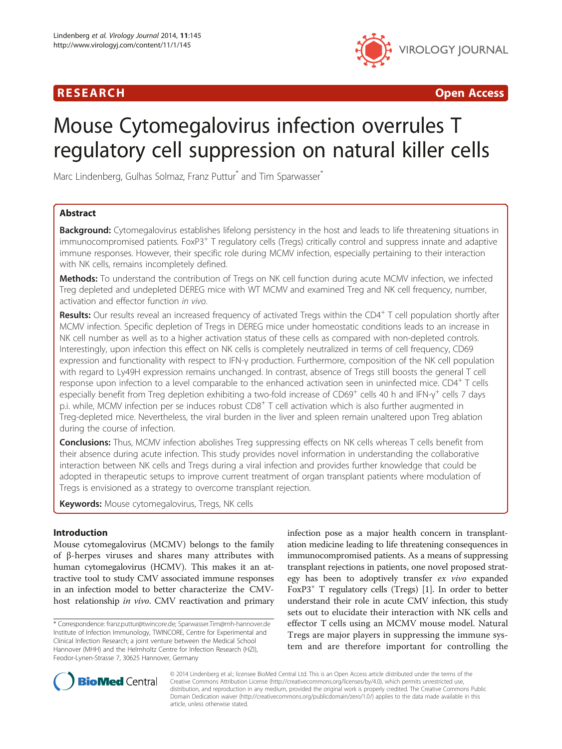RESEARCH **Open Access**

# Mouse Cytomegalovirus infection overrules T regulatory cell suppression on natural killer cells

Marc Lindenberg, Gulhas Solmaz, Franz Puttur* and Tim Sparwasser*

## Abstract

**Background:** Cytomegalovirus establishes lifelong persistency in the host and leads to life threatening situations in immunocompromised patients. FoxP3$^+$ T regulatory cells (Tregs) critically control and suppress innate and adaptive immune responses. However, their specific role during MCMV infection, especially pertaining to their interaction with NK cells, remains incompletely defined.

**Methods:** To understand the contribution of Tregs on NK cell function during acute MCMV infection, we infected Treg depleted and undepleted DEREG mice with WT MCMV and examined Treg and NK cell frequency, number, activation and effector function *in vivo*.

**Results:** Our results reveal an increased frequency of activated Tregs within the CD4$^+$ T cell population shortly after MCMV infection. Specific depletion of Tregs in DEREG mice under homeostatic conditions leads to an increase in NK cell number as well as to a higher activation status of these cells as compared with non-depleted controls. Interestingly, upon infection this effect on NK cells is completely neutralized in terms of cell frequency, CD69 expression and functionality with respect to IFN-γ production. Furthermore, composition of the NK cell population with regard to Ly49H expression remains unchanged. In contrast, absence of Tregs still boosts the general T cell response upon infection to a level comparable to the enhanced activation seen in uninfected mice. CD4$^+$ T cells especially benefit from Treg depletion exhibiting a two-fold increase of CD69$^+$ cells 40 h and IFN-γ$^+$ cells 7 days p.i. while, MCMV infection per se induces robust CD8$^+$ T cell activation which is also further augmented in Treg-depleted mice. Nevertheless, the viral burden in the liver and spleen remain unaltered upon Treg ablation during the course of infection.

**Conclusions:** Thus, MCMV infection abolishes Treg suppressing effects on NK cells whereas T cells benefit from their absence during acute infection. This study provides novel information in understanding the collaborative interaction between NK cells and Tregs during a viral infection and provides further knowledge that could be adopted in therapeutic setups to improve current treatment of organ transplant patients where modulation of Tregs is envisioned as a strategy to overcome transplant rejection.

**Keywords:** Mouse cytomegalovirus, Tregs, NK cells

## Introduction

Mouse cytomegalovirus (MCMV) belongs to the family of β-herpes viruses and shares many attributes with human cytomegalovirus (HCMV). This makes it an attractive tool to study CMV associated immune responses in an infection model to better characterize the CMV-host relationship *in vivo*. CMV reactivation and primary infection pose as a major health concern in transplantation medicine leading to life threatening consequences in immunocompromised patients. As a means of suppressing transplant rejections in patients, one novel proposed strategy has been to adoptively transfer *ex vivo* expanded FoxP3$^+$ T regulatory cells (Tregs) [1]. In order to better understand their role in acute CMV infection, this study sets out to elucidate their interaction with NK cells and effector T cells using an MCMV mouse model. Natural Tregs are major players in suppressing the immune system and are therefore important for controlling the

\* Correspondence: franz.puttur@twincore.de; Sparwasser.Tim@mh-hannover.de
Institute of Infection Immunology, TWINCORE, Centre for Experimental and Clinical Infection Research; a joint venture between the Medical School Hannover (MHH) and the Helmholtz Centre for Infection Research (HZI), Feodor-Lynen-Strasse 7, 30625 Hannover, Germany

© 2014 Lindenberg et al.; licensee BioMed Central Ltd. This is an Open Access article distributed under the terms of the Creative Commons Attribution License (http://creativecommons.org/licenses/by/4.0), which permits unrestricted use, distribution, and reproduction in any medium, provided the original work is properly credited. The Creative Commons Public Domain Dedication waiver (http://creativecommons.org/publicdomain/zero/1.0/) applies to the data made available in this article, unless otherwise stated.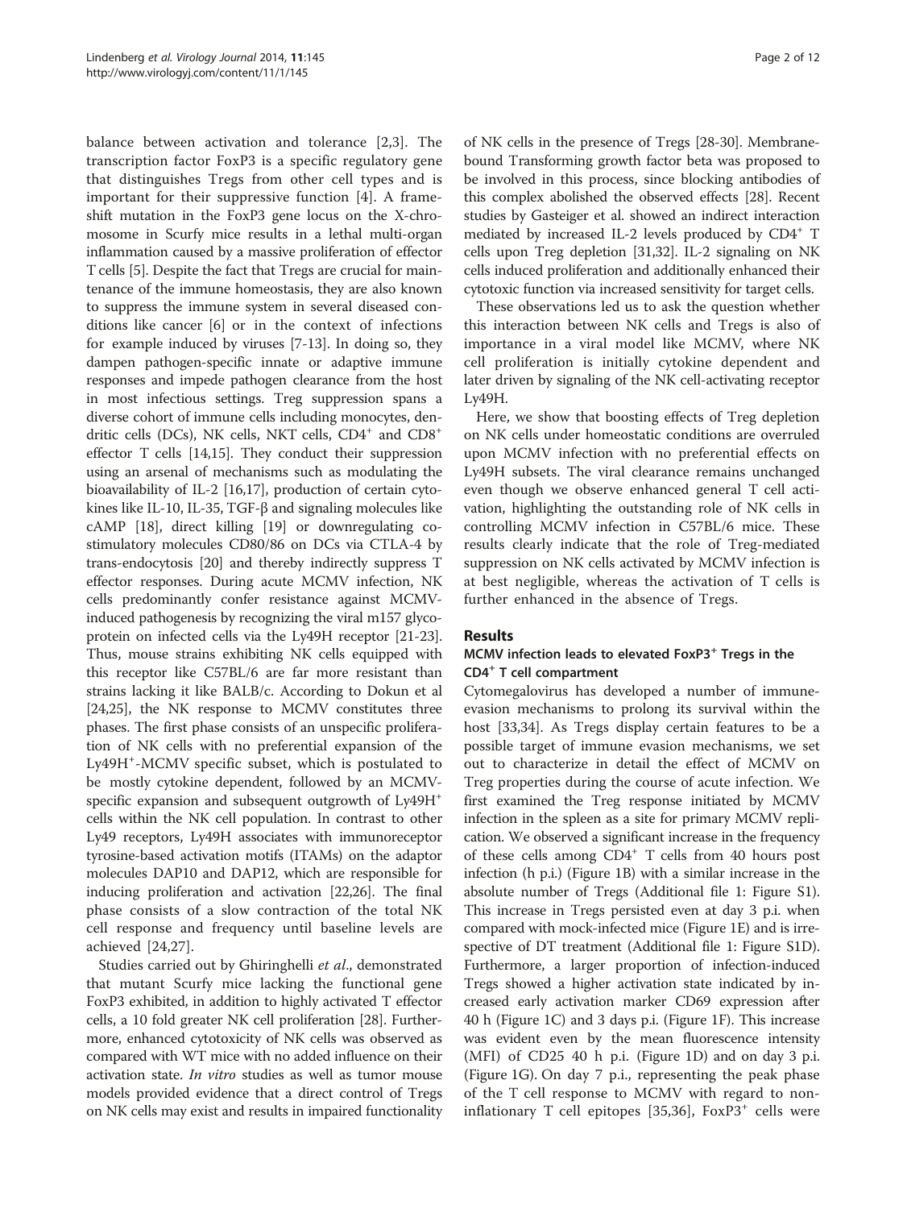balance between activation and tolerance [2,3]. The transcription factor FoxP3 is a specific regulatory gene that distinguishes Tregs from other cell types and is important for their suppressive function [4]. A frameshift mutation in the FoxP3 gene locus on the X-chromosome in Scurfy mice results in a lethal multi-organ inflammation caused by a massive proliferation of effector T cells [5]. Despite the fact that Tregs are crucial for maintenance of the immune homeostasis, they are also known to suppress the immune system in several diseased conditions like cancer [6] or in the context of infections for example induced by viruses [7-13]. In doing so, they dampen pathogen-specific innate or adaptive immune responses and impede pathogen clearance from the host in most infectious settings. Treg suppression spans a diverse cohort of immune cells including monocytes, dendritic cells (DCs), NK cells, NKT cells, $CD4^+$ and $CD8^+$ effector T cells [14,15]. They conduct their suppression using an arsenal of mechanisms such as modulating the bioavailability of IL-2 [16,17], production of certain cytokines like IL-10, IL-35, TGF-β and signaling molecules like cAMP [18], direct killing [19] or downregulating costimulatory molecules CD80/86 on DCs via CTLA-4 by trans-endocytosis [20] and thereby indirectly suppress T effector responses. During acute MCMV infection, NK cells predominantly confer resistance against MCMV-induced pathogenesis by recognizing the viral m157 glycoprotein on infected cells via the Ly49H receptor [21-23]. Thus, mouse strains exhibiting NK cells equipped with this receptor like C57BL/6 are far more resistant than strains lacking it like BALB/c. According to Dokun et al [24,25], the NK response to MCMV constitutes three phases. The first phase consists of an unspecific proliferation of NK cells with no preferential expansion of the $Ly49H^+$-MCMV specific subset, which is postulated to be mostly cytokine dependent, followed by an MCMV-specific expansion and subsequent outgrowth of $Ly49H^+$ cells within the NK cell population. In contrast to other Ly49 receptors, Ly49H associates with immunoreceptor tyrosine-based activation motifs (ITAMs) on the adaptor molecules DAP10 and DAP12, which are responsible for inducing proliferation and activation [22,26]. The final phase consists of a slow contraction of the total NK cell response and frequency until baseline levels are achieved [24,27].

Studies carried out by Ghiringhelli *et al*., demonstrated that mutant Scurfy mice lacking the functional gene FoxP3 exhibited, in addition to highly activated T effector cells, a 10 fold greater NK cell proliferation [28]. Furthermore, enhanced cytotoxicity of NK cells was observed as compared with WT mice with no added influence on their activation state. *In vitro* studies as well as tumor mouse models provided evidence that a direct control of Tregs on NK cells may exist and results in impaired functionality of NK cells in the presence of Tregs [28-30]. Membrane-bound Transforming growth factor beta was proposed to be involved in this process, since blocking antibodies of this complex abolished the observed effects [28]. Recent studies by Gasteiger et al. showed an indirect interaction mediated by increased IL-2 levels produced by $CD4^+$ T cells upon Treg depletion [31,32]. IL-2 signaling on NK cells induced proliferation and additionally enhanced their cytotoxic function via increased sensitivity for target cells.

These observations led us to ask the question whether this interaction between NK cells and Tregs is also of importance in a viral model like MCMV, where NK cell proliferation is initially cytokine dependent and later driven by signaling of the NK cell-activating receptor Ly49H.

Here, we show that boosting effects of Treg depletion on NK cells under homeostatic conditions are overruled upon MCMV infection with no preferential effects on Ly49H subsets. The viral clearance remains unchanged even though we observe enhanced general T cell activation, highlighting the outstanding role of NK cells in controlling MCMV infection in C57BL/6 mice. These results clearly indicate that the role of Treg-mediated suppression on NK cells activated by MCMV infection is at best negligible, whereas the activation of T cells is further enhanced in the absence of Tregs.

## Results

### MCMV infection leads to elevated $FoxP3^+$ Tregs in the $CD4^+$ T cell compartment

Cytomegalovirus has developed a number of immune-evasion mechanisms to prolong its survival within the host [33,34]. As Tregs display certain features to be a possible target of immune evasion mechanisms, we set out to characterize in detail the effect of MCMV on Treg properties during the course of acute infection. We first examined the Treg response initiated by MCMV infection in the spleen as a site for primary MCMV replication. We observed a significant increase in the frequency of these cells among $CD4^+$ T cells from 40 hours post infection (h p.i.) (Figure 1B) with a similar increase in the absolute number of Tregs (Additional file 1: Figure S1). This increase in Tregs persisted even at day 3 p.i. when compared with mock-infected mice (Figure 1E) and is irrespective of DT treatment (Additional file 1: Figure S1D). Furthermore, a larger proportion of infection-induced Tregs showed a higher activation state indicated by increased early activation marker CD69 expression after 40 h (Figure 1C) and 3 days p.i. (Figure 1F). This increase was evident even by the mean fluorescence intensity (MFI) of CD25 40 h p.i. (Figure 1D) and on day 3 p.i. (Figure 1G). On day 7 p.i., representing the peak phase of the T cell response to MCMV with regard to non-inflationary T cell epitopes [35,36], $FoxP3^+$ cells were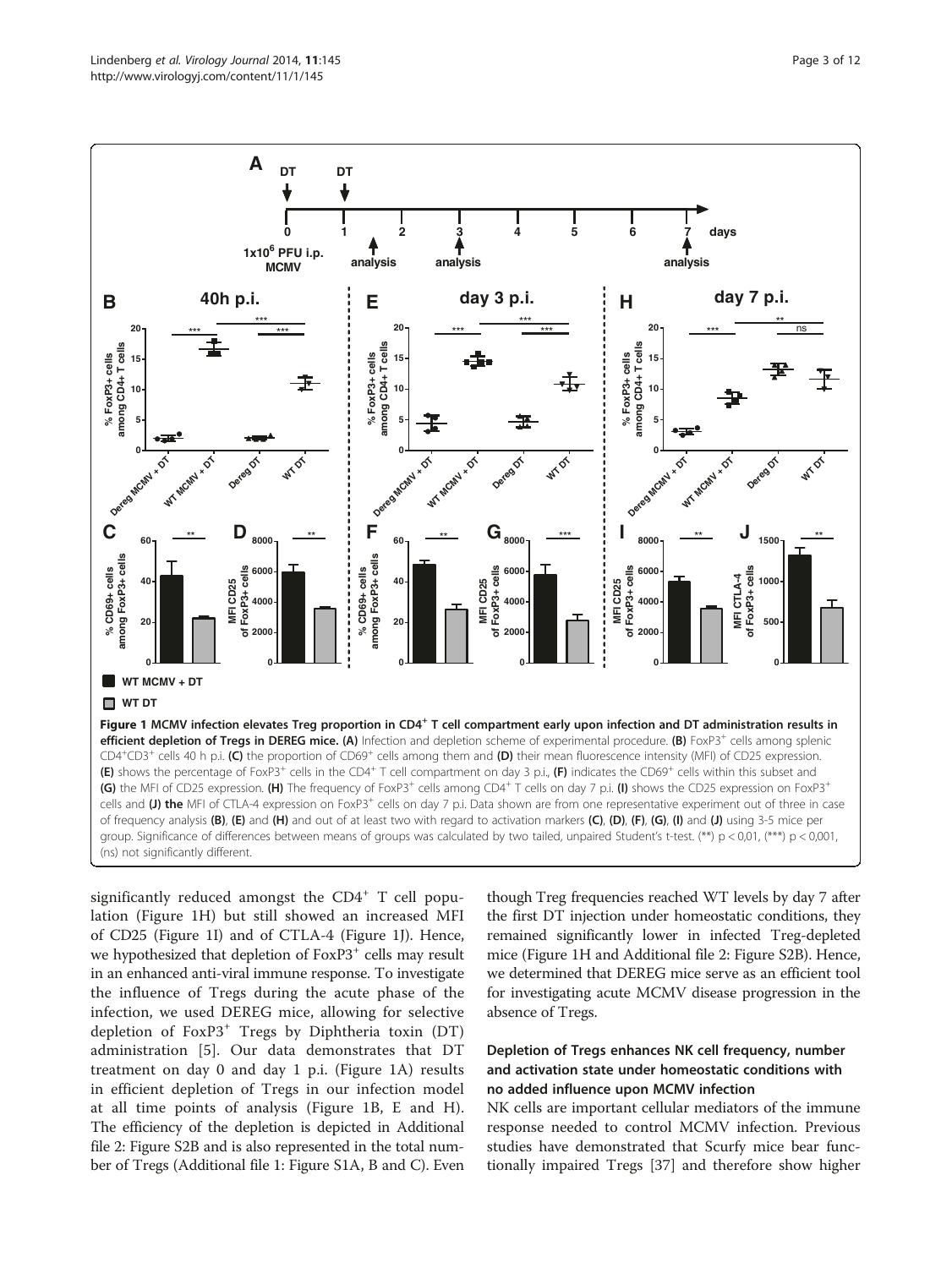**Figure 1 MCMV infection elevates Treg proportion in CD4⁺ T cell compartment early upon infection and DT administration results in efficient depletion of Tregs in DEREG mice. (A)** Infection and depletion scheme of experimental procedure. **(B)** FoxP3⁺ cells among splenic CD4⁺CD3⁺ cells 40 h p.i. **(C)** the proportion of CD69⁺ cells among them and **(D)** their mean fluorescence intensity (MFI) of CD25 expression. **(E)** shows the percentage of FoxP3⁺ cells in the CD4⁺ T cell compartment on day 3 p.i., **(F)** indicates the CD69⁺ cells within this subset and **(G)** the MFI of CD25 expression. **(H)** The frequency of FoxP3⁺ cells among CD4⁺ T cells on day 7 p.i. **(I)** shows the CD25 expression on FoxP3⁺ cells and **(J) the** MFI of CTLA-4 expression on FoxP3⁺ cells on day 7 p.i. Data shown are from one representative experiment out of three in case of frequency analysis **(B)**, **(E)** and **(H)** and out of at least two with regard to activation markers **(C)**, **(D)**, **(F)**, **(G)**, **(I)** and **(J)** using 3-5 mice per group. Significance of differences between means of groups was calculated by two tailed, unpaired Student's t-test. (**) p < 0,01, (***) p < 0,001, (ns) not significantly different.

significantly reduced amongst the CD4⁺ T cell population (Figure 1H) but still showed an increased MFI of CD25 (Figure 1I) and of CTLA-4 (Figure 1J). Hence, we hypothesized that depletion of FoxP3⁺ cells may result in an enhanced anti-viral immune response. To investigate the influence of Tregs during the acute phase of the infection, we used DEREG mice, allowing for selective depletion of FoxP3⁺ Tregs by Diphtheria toxin (DT) administration [5]. Our data demonstrates that DT treatment on day 0 and day 1 p.i. (Figure 1A) results in efficient depletion of Tregs in our infection model at all time points of analysis (Figure 1B, E and H). The efficiency of the depletion is depicted in Additional file 2: Figure S2B and is also represented in the total number of Tregs (Additional file 1: Figure S1A, B and C). Even though Treg frequencies reached WT levels by day 7 after the first DT injection under homeostatic conditions, they remained significantly lower in infected Treg-depleted mice (Figure 1H and Additional file 2: Figure S2B). Hence, we determined that DEREG mice serve as an efficient tool for investigating acute MCMV disease progression in the absence of Tregs.

### Depletion of Tregs enhances NK cell frequency, number and activation state under homeostatic conditions with no added influence upon MCMV infection

NK cells are important cellular mediators of the immune response needed to control MCMV infection. Previous studies have demonstrated that Scurfy mice bear functionally impaired Tregs [37] and therefore show higher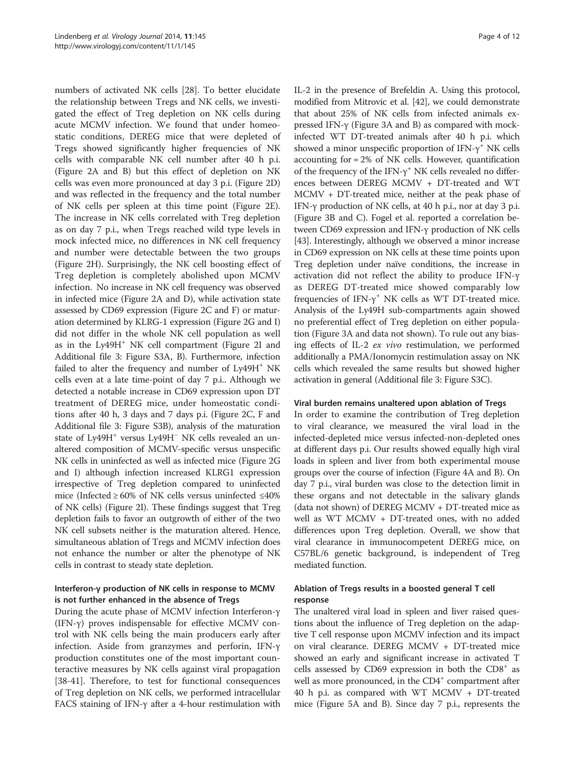numbers of activated NK cells [28]. To better elucidate the relationship between Tregs and NK cells, we investigated the effect of Treg depletion on NK cells during acute MCMV infection. We found that under homeostatic conditions, DEREG mice that were depleted of Tregs showed significantly higher frequencies of NK cells with comparable NK cell number after 40 h p.i. (Figure 2A and B) but this effect of depletion on NK cells was even more pronounced at day 3 p.i. (Figure 2D) and was reflected in the frequency and the total number of NK cells per spleen at this time point (Figure 2E). The increase in NK cells correlated with Treg depletion as on day 7 p.i., when Tregs reached wild type levels in mock infected mice, no differences in NK cell frequency and number were detectable between the two groups (Figure 2H). Surprisingly, the NK cell boosting effect of Treg depletion is completely abolished upon MCMV infection. No increase in NK cell frequency was observed in infected mice (Figure 2A and D), while activation state assessed by CD69 expression (Figure 2C and F) or maturation determined by KLRG-1 expression (Figure 2G and I) did not differ in the whole NK cell population as well as in the Ly49H$^+$ NK cell compartment (Figure 2I and Additional file 3: Figure S3A, B). Furthermore, infection failed to alter the frequency and number of Ly49H$^+$ NK cells even at a late time-point of day 7 p.i.. Although we detected a notable increase in CD69 expression upon DT treatment of DEREG mice, under homeostatic conditions after 40 h, 3 days and 7 days p.i. (Figure 2C, F and Additional file 3: Figure S3B), analysis of the maturation state of Ly49H$^+$ versus Ly49H$^-$ NK cells revealed an unaltered composition of MCMV-specific versus unspecific NK cells in uninfected as well as infected mice (Figure 2G and I) although infection increased KLRG1 expression irrespective of Treg depletion compared to uninfected mice (Infected ≥ 60% of NK cells versus uninfected ≤40% of NK cells) (Figure 2I). These findings suggest that Treg depletion fails to favor an outgrowth of either of the two NK cell subsets neither is the maturation altered. Hence, simultaneous ablation of Tregs and MCMV infection does not enhance the number or alter the phenotype of NK cells in contrast to steady state depletion.

### Interferon-γ production of NK cells in response to MCMV is not further enhanced in the absence of Tregs

During the acute phase of MCMV infection Interferon-γ (IFN-γ) proves indispensable for effective MCMV control with NK cells being the main producers early after infection. Aside from granzymes and perforin, IFN-γ production constitutes one of the most important counteractive measures by NK cells against viral propagation [38-41]. Therefore, to test for functional consequences of Treg depletion on NK cells, we performed intracellular FACS staining of IFN-γ after a 4-hour restimulation with IL-2 in the presence of Brefeldin A. Using this protocol, modified from Mitrovic et al. [42], we could demonstrate that about 25% of NK cells from infected animals expressed IFN-γ (Figure 3A and B) as compared with mock-infected WT DT-treated animals after 40 h p.i. which showed a minor unspecific proportion of IFN-γ$^+$ NK cells accounting for ≈ 2% of NK cells. However, quantification of the frequency of the IFN-γ$^+$ NK cells revealed no differences between DEREG MCMV + DT-treated and WT MCMV + DT-treated mice, neither at the peak phase of IFN-γ production of NK cells, at 40 h p.i., nor at day 3 p.i. (Figure 3B and C). Fogel et al. reported a correlation between CD69 expression and IFN-γ production of NK cells [43]. Interestingly, although we observed a minor increase in CD69 expression on NK cells at these time points upon Treg depletion under naïve conditions, the increase in activation did not reflect the ability to produce IFN-γ as DEREG DT-treated mice showed comparably low frequencies of IFN-γ$^+$ NK cells as WT DT-treated mice. Analysis of the Ly49H sub-compartments again showed no preferential effect of Treg depletion on either population (Figure 3A and data not shown). To rule out any biasing effects of IL-2 *ex vivo* restimulation, we performed additionally a PMA/Ionomycin restimulation assay on NK cells which revealed the same results but showed higher activation in general (Additional file 3: Figure S3C).

### Viral burden remains unaltered upon ablation of Tregs

In order to examine the contribution of Treg depletion to viral clearance, we measured the viral load in the infected-depleted mice versus infected-non-depleted ones at different days p.i. Our results showed equally high viral loads in spleen and liver from both experimental mouse groups over the course of infection (Figure 4A and B). On day 7 p.i., viral burden was close to the detection limit in these organs and not detectable in the salivary glands (data not shown) of DEREG MCMV + DT-treated mice as well as WT MCMV + DT-treated ones, with no added differences upon Treg depletion. Overall, we show that viral clearance in immunocompetent DEREG mice, on C57BL/6 genetic background, is independent of Treg mediated function.

### Ablation of Tregs results in a boosted general T cell response

The unaltered viral load in spleen and liver raised questions about the influence of Treg depletion on the adaptive T cell response upon MCMV infection and its impact on viral clearance. DEREG MCMV + DT-treated mice showed an early and significant increase in activated T cells assessed by CD69 expression in both the CD8$^+$ as well as more pronounced, in the CD4$^+$ compartment after 40 h p.i. as compared with WT MCMV + DT-treated mice (Figure 5A and B). Since day 7 p.i., represents the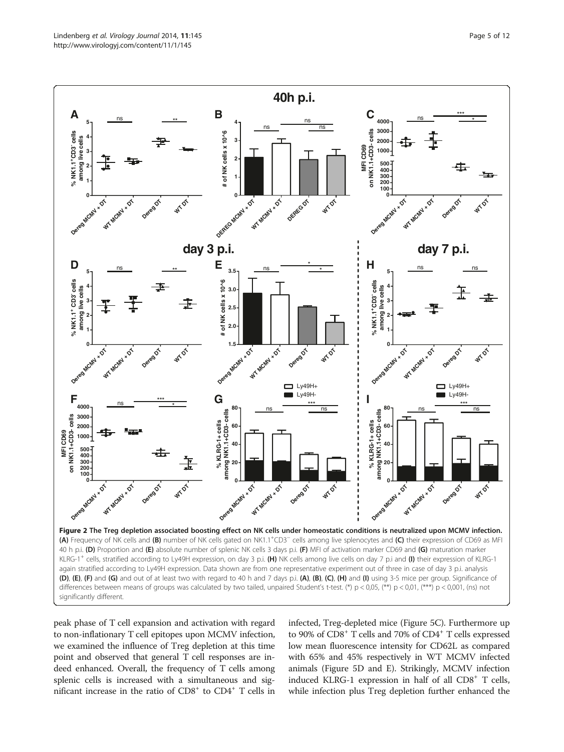**Figure 2 The Treg depletion associated boosting effect on NK cells under homeostatic conditions is neutralized upon MCMV infection.** **(A)** Frequency of NK cells and **(B)** number of NK cells gated on NK1.1$^+$CD3$^-$ cells among live splenocytes and **(C)** their expression of CD69 as MFI 40 h p.i. **(D)** Proportion and **(E)** absolute number of splenic NK cells 3 days p.i. **(F)** MFI of activation marker CD69 and **(G)** maturation marker KLRG-1$^+$ cells, stratified according to Ly49H expression, on day 3 p.i. **(H)** NK cells among live cells on day 7 p.i and **(I)** their expression of KLRG-1 again stratified according to Ly49H expression. Data shown are from one representative experiment out of three in case of day 3 p.i. analysis **(D)**, **(E)**, **(F)** and **(G)** and out of at least two with regard to 40 h and 7 days p.i. **(A)**, **(B)**, **(C)**, **(H)** and **(I)** using 3-5 mice per group. Significance of differences between means of groups was calculated by two tailed, unpaired Student's t-test. (*) p < 0,05, (**) p < 0,01, (***) p < 0,001, (ns) not significantly different.

peak phase of T cell expansion and activation with regard to non-inflationary T cell epitopes upon MCMV infection, we examined the influence of Treg depletion at this time point and observed that general T cell responses are indeed enhanced. Overall, the frequency of T cells among splenic cells is increased with a simultaneous and significant increase in the ratio of CD8$^+$ to CD4$^+$ T cells in infected, Treg-depleted mice (Figure 5C). Furthermore up to 90% of CD8$^+$ T cells and 70% of CD4$^+$ T cells expressed low mean fluorescence intensity for CD62L as compared with 65% and 45% respectively in WT MCMV infected animals (Figure 5D and E). Strikingly, MCMV infection induced KLRG-1 expression in half of all CD8$^+$ T cells, while infection plus Treg depletion further enhanced the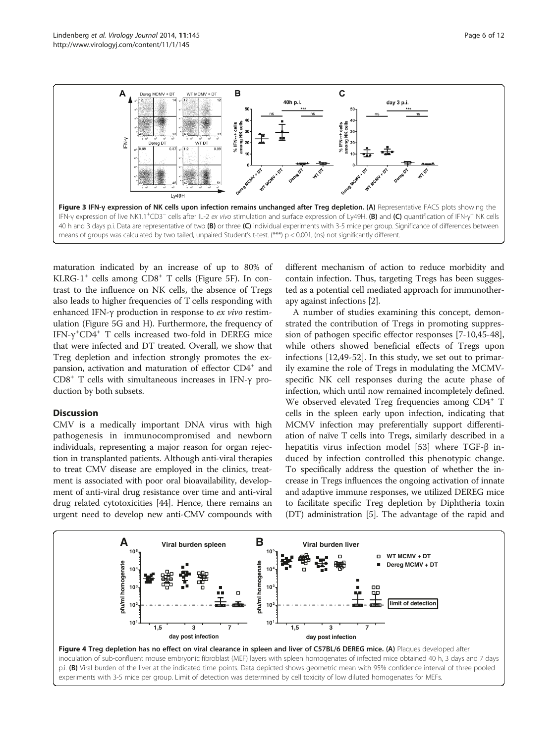Figure 3 IFN-γ expression of NK cells upon infection remains unchanged after Treg depletion. (A) Representative FACS plots showing the IFN-γ expression of live NK1.1[+]CD3[−] cells after IL-2 *ex vivo* stimulation and surface expression of Ly49H. (B) and (C) quantification of IFN-γ[+] NK cells 40 h and 3 days p.i. Data are representative of two (B) or three (C) individual experiments with 3-5 mice per group. Significance of differences between means of groups was calculated by two tailed, unpaired Student's t-test. (***) $p < 0{,}001$, (ns) not significantly different.

maturation indicated by an increase of up to 80% of KLRG-1[+] cells among CD8[+] T cells (Figure 5F). In contrast to the influence on NK cells, the absence of Tregs also leads to higher frequencies of T cells responding with enhanced IFN-γ production in response to *ex vivo* restimulation (Figure 5G and H). Furthermore, the frequency of IFN-γ[+]CD4[+] T cells increased two-fold in DEREG mice that were infected and DT treated. Overall, we show that Treg depletion and infection strongly promotes the expansion, activation and maturation of effector CD4[+] and CD8[+] T cells with simultaneous increases in IFN-γ production by both subsets.

## Discussion

CMV is a medically important DNA virus with high pathogenesis in immunocompromised and newborn individuals, representing a major reason for organ rejection in transplanted patients. Although anti-viral therapies to treat CMV disease are employed in the clinics, treatment is associated with poor oral bioavailability, development of anti-viral drug resistance over time and anti-viral drug related cytotoxicities [44]. Hence, there remains an urgent need to develop new anti-CMV compounds with different mechanism of action to reduce morbidity and contain infection. Thus, targeting Tregs has been suggested as a potential cell mediated approach for immunotherapy against infections [2].

A number of studies examining this concept, demonstrated the contribution of Tregs in promoting suppression of pathogen specific effector responses [7-10,45-48], while others showed beneficial effects of Tregs upon infections [12,49-52]. In this study, we set out to primarily examine the role of Tregs in modulating the MCMV-specific NK cell responses during the acute phase of infection, which until now remained incompletely defined. We observed elevated Treg frequencies among CD4[+] T cells in the spleen early upon infection, indicating that MCMV infection may preferentially support differentiation of naïve T cells into Tregs, similarly described in a hepatitis virus infection model [53] where TGF-β induced by infection controlled this phenotypic change. To specifically address the question of whether the increase in Tregs influences the ongoing activation of innate and adaptive immune responses, we utilized DEREG mice to facilitate specific Treg depletion by Diphtheria toxin (DT) administration [5]. The advantage of the rapid and

Figure 4 Treg depletion has no effect on viral clearance in spleen and liver of C57BL/6 DEREG mice. (A) Plaques developed after inoculation of sub-confluent mouse embryonic fibroblast (MEF) layers with spleen homogenates of infected mice obtained 40 h, 3 days and 7 days p.i. (B) Viral burden of the liver at the indicated time points. Data depicted shows geometric mean with 95% confidence interval of three pooled experiments with 3-5 mice per group. Limit of detection was determined by cell toxicity of low diluted homogenates for MEFs.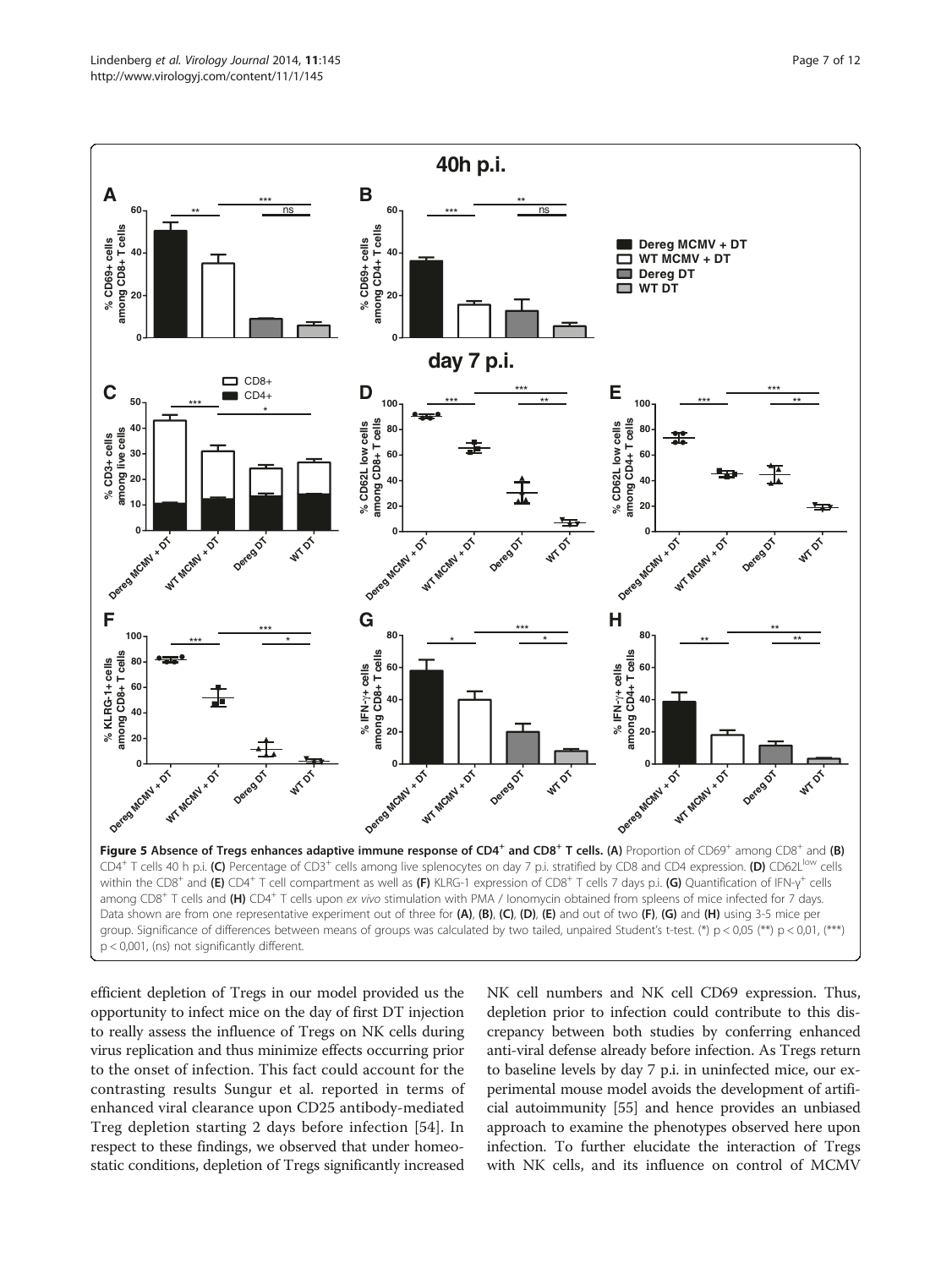**Figure 5 Absence of Tregs enhances adaptive immune response of CD4$^+$ and CD8$^+$ T cells.** **(A)** Proportion of CD69$^+$ among CD8$^+$ and **(B)** CD4$^+$ T cells 40 h p.i. **(C)** Percentage of CD3$^+$ cells among live splenocytes on day 7 p.i. stratified by CD8 and CD4 expression. **(D)** CD62L$^{low}$ cells within the CD8$^+$ and **(E)** CD4$^+$ T cell compartment as well as **(F)** KLRG-1 expression of CD8$^+$ T cells 7 days p.i. **(G)** Quantification of IFN-γ$^+$ cells among CD8$^+$ T cells and **(H)** CD4$^+$ T cells upon *ex vivo* stimulation with PMA / Ionomycin obtained from spleens of mice infected for 7 days. Data shown are from one representative experiment out of three for **(A)**, **(B)**, **(C)**, **(D)**, **(E)** and out of two **(F)**, **(G)** and **(H)** using 3-5 mice per group. Significance of differences between means of groups was calculated by two tailed, unpaired Student's t-test. (*) p < 0,05 (**) p < 0,01, (***) p < 0,001, (ns) not significantly different.

efficient depletion of Tregs in our model provided us the opportunity to infect mice on the day of first DT injection to really assess the influence of Tregs on NK cells during virus replication and thus minimize effects occurring prior to the onset of infection. This fact could account for the contrasting results Sungur et al. reported in terms of enhanced viral clearance upon CD25 antibody-mediated Treg depletion starting 2 days before infection [54]. In respect to these findings, we observed that under homeostatic conditions, depletion of Tregs significantly increased NK cell numbers and NK cell CD69 expression. Thus, depletion prior to infection could contribute to this discrepancy between both studies by conferring enhanced anti-viral defense already before infection. As Tregs return to baseline levels by day 7 p.i. in uninfected mice, our experimental mouse model avoids the development of artificial autoimmunity [55] and hence provides an unbiased approach to examine the phenotypes observed here upon infection. To further elucidate the interaction of Tregs with NK cells, and its influence on control of MCMV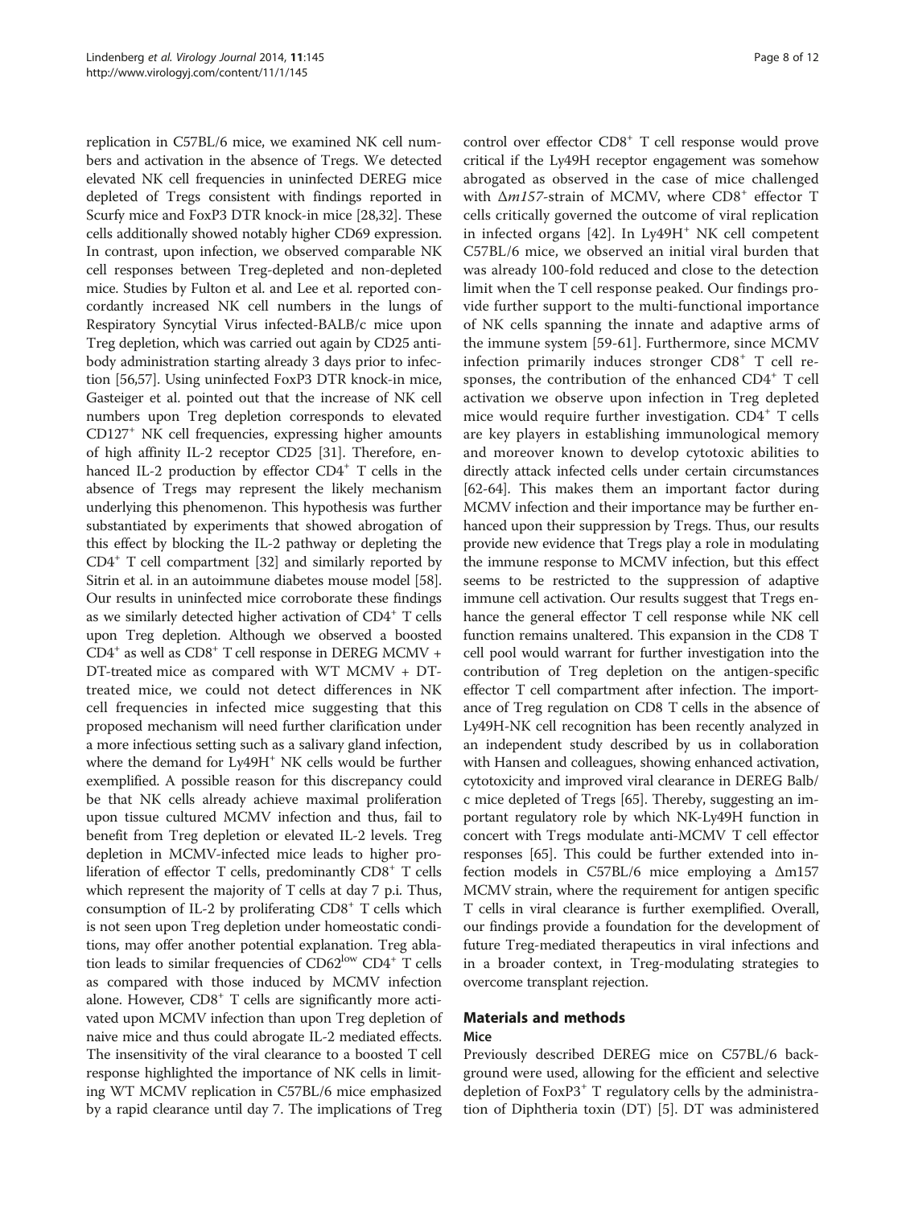replication in C57BL/6 mice, we examined NK cell numbers and activation in the absence of Tregs. We detected elevated NK cell frequencies in uninfected DEREG mice depleted of Tregs consistent with findings reported in Scurfy mice and FoxP3 DTR knock-in mice [28,32]. These cells additionally showed notably higher CD69 expression. In contrast, upon infection, we observed comparable NK cell responses between Treg-depleted and non-depleted mice. Studies by Fulton et al. and Lee et al. reported concordantly increased NK cell numbers in the lungs of Respiratory Syncytial Virus infected-BALB/c mice upon Treg depletion, which was carried out again by CD25 antibody administration starting already 3 days prior to infection [56,57]. Using uninfected FoxP3 DTR knock-in mice, Gasteiger et al. pointed out that the increase of NK cell numbers upon Treg depletion corresponds to elevated $CD127^+$ NK cell frequencies, expressing higher amounts of high affinity IL-2 receptor CD25 [31]. Therefore, enhanced IL-2 production by effector $CD4^+$ T cells in the absence of Tregs may represent the likely mechanism underlying this phenomenon. This hypothesis was further substantiated by experiments that showed abrogation of this effect by blocking the IL-2 pathway or depleting the $CD4^+$ T cell compartment [32] and similarly reported by Sitrin et al. in an autoimmune diabetes mouse model [58]. Our results in uninfected mice corroborate these findings as we similarly detected higher activation of $CD4^+$ T cells upon Treg depletion. Although we observed a boosted $CD4^+$ as well as $CD8^+$ T cell response in DEREG MCMV + DT-treated mice as compared with WT MCMV + DT-treated mice, we could not detect differences in NK cell frequencies in infected mice suggesting that this proposed mechanism will need further clarification under a more infectious setting such as a salivary gland infection, where the demand for $Ly49H^+$ NK cells would be further exemplified. A possible reason for this discrepancy could be that NK cells already achieve maximal proliferation upon tissue cultured MCMV infection and thus, fail to benefit from Treg depletion or elevated IL-2 levels. Treg depletion in MCMV-infected mice leads to higher proliferation of effector T cells, predominantly $CD8^+$ T cells which represent the majority of T cells at day 7 p.i. Thus, consumption of IL-2 by proliferating $CD8^+$ T cells which is not seen upon Treg depletion under homeostatic conditions, may offer another potential explanation. Treg ablation leads to similar frequencies of $CD62^{low}$ $CD4^+$ T cells as compared with those induced by MCMV infection alone. However, $CD8^+$ T cells are significantly more activated upon MCMV infection than upon Treg depletion of naive mice and thus could abrogate IL-2 mediated effects. The insensitivity of the viral clearance to a boosted T cell response highlighted the importance of NK cells in limiting WT MCMV replication in C57BL/6 mice emphasized by a rapid clearance until day 7. The implications of Treg control over effector $CD8^+$ T cell response would prove critical if the Ly49H receptor engagement was somehow abrogated as observed in the case of mice challenged with *Δm157*-strain of MCMV, where $CD8^+$ effector T cells critically governed the outcome of viral replication in infected organs [42]. In $Ly49H^+$ NK cell competent C57BL/6 mice, we observed an initial viral burden that was already 100-fold reduced and close to the detection limit when the T cell response peaked. Our findings provide further support to the multi-functional importance of NK cells spanning the innate and adaptive arms of the immune system [59-61]. Furthermore, since MCMV infection primarily induces stronger $CD8^+$ T cell responses, the contribution of the enhanced $CD4^+$ T cell activation we observe upon infection in Treg depleted mice would require further investigation. $CD4^+$ T cells are key players in establishing immunological memory and moreover known to develop cytotoxic abilities to directly attack infected cells under certain circumstances [62-64]. This makes them an important factor during MCMV infection and their importance may be further enhanced upon their suppression by Tregs. Thus, our results provide new evidence that Tregs play a role in modulating the immune response to MCMV infection, but this effect seems to be restricted to the suppression of adaptive immune cell activation. Our results suggest that Tregs enhance the general effector T cell response while NK cell function remains unaltered. This expansion in the CD8 T cell pool would warrant for further investigation into the contribution of Treg depletion on the antigen-specific effector T cell compartment after infection. The importance of Treg regulation on CD8 T cells in the absence of Ly49H-NK cell recognition has been recently analyzed in an independent study described by us in collaboration with Hansen and colleagues, showing enhanced activation, cytotoxicity and improved viral clearance in DEREG Balb/c mice depleted of Tregs [65]. Thereby, suggesting an important regulatory role by which NK-Ly49H function in concert with Tregs modulate anti-MCMV T cell effector responses [65]. This could be further extended into infection models in C57BL/6 mice employing a Δm157 MCMV strain, where the requirement for antigen specific T cells in viral clearance is further exemplified. Overall, our findings provide a foundation for the development of future Treg-mediated therapeutics in viral infections and in a broader context, in Treg-modulating strategies to overcome transplant rejection.

## Materials and methods

### Mice

Previously described DEREG mice on C57BL/6 background were used, allowing for the efficient and selective depletion of $FoxP3^+$ T regulatory cells by the administration of Diphtheria toxin (DT) [5]. DT was administered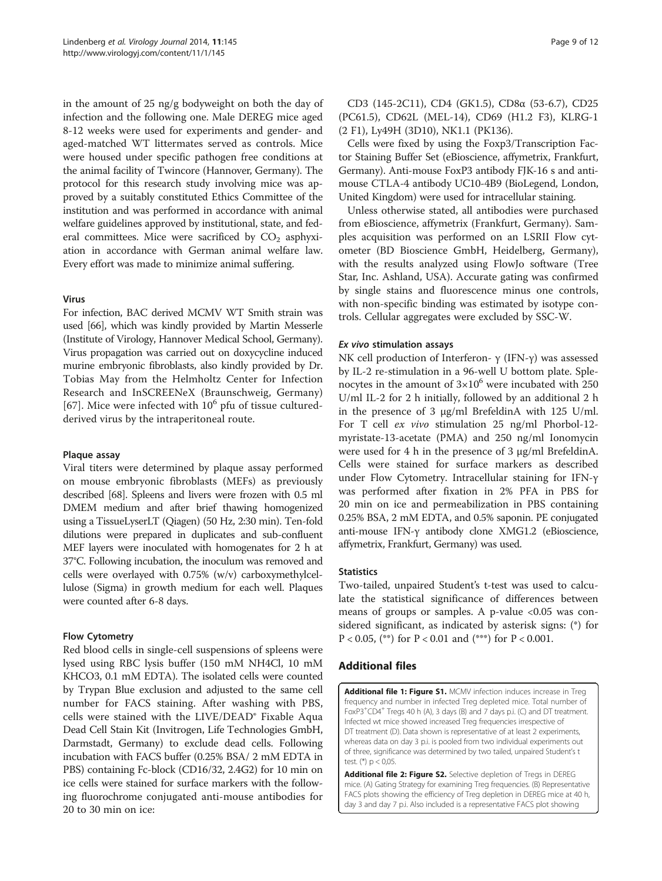in the amount of 25 ng/g bodyweight on both the day of infection and the following one. Male DEREG mice aged 8-12 weeks were used for experiments and gender- and aged-matched WT littermates served as controls. Mice were housed under specific pathogen free conditions at the animal facility of Twincore (Hannover, Germany). The protocol for this research study involving mice was approved by a suitably constituted Ethics Committee of the institution and was performed in accordance with animal welfare guidelines approved by institutional, state, and federal committees. Mice were sacrificed by $CO_2$ asphyxiation in accordance with German animal welfare law. Every effort was made to minimize animal suffering.

#### Virus

For infection, BAC derived MCMV WT Smith strain was used [66], which was kindly provided by Martin Messerle (Institute of Virology, Hannover Medical School, Germany). Virus propagation was carried out on doxycycline induced murine embryonic fibroblasts, also kindly provided by Dr. Tobias May from the Helmholtz Center for Infection Research and InSCREENeX (Braunschweig, Germany) [67]. Mice were infected with $10^6$ pfu of tissue cultured-derived virus by the intraperitoneal route.

#### Plaque assay

Viral titers were determined by plaque assay performed on mouse embryonic fibroblasts (MEFs) as previously described [68]. Spleens and livers were frozen with 0.5 ml DMEM medium and after brief thawing homogenized using a TissueLyserLT (Qiagen) (50 Hz, 2:30 min). Ten-fold dilutions were prepared in duplicates and sub-confluent MEF layers were inoculated with homogenates for 2 h at 37°C. Following incubation, the inoculum was removed and cells were overlayed with 0.75% (w/v) carboxymethylcellulose (Sigma) in growth medium for each well. Plaques were counted after 6-8 days.

#### Flow Cytometry

Red blood cells in single-cell suspensions of spleens were lysed using RBC lysis buffer (150 mM $NH_4Cl$, 10 mM $KHCO_3$, 0.1 mM EDTA). The isolated cells were counted by Trypan Blue exclusion and adjusted to the same cell number for FACS staining. After washing with PBS, cells were stained with the LIVE/DEAD® Fixable Aqua Dead Cell Stain Kit (Invitrogen, Life Technologies GmbH, Darmstadt, Germany) to exclude dead cells. Following incubation with FACS buffer (0.25% BSA/ 2 mM EDTA in PBS) containing Fc-block (CD16/32, 2.4G2) for 10 min on ice cells were stained for surface markers with the following fluorochrome conjugated anti-mouse antibodies for 20 to 30 min on ice:

CD3 (145-2C11), CD4 (GK1.5), CD8α (53-6.7), CD25 (PC61.5), CD62L (MEL-14), CD69 (H1.2 F3), KLRG-1 (2 F1), Ly49H (3D10), NK1.1 (PK136).

Cells were fixed by using the Foxp3/Transcription Factor Staining Buffer Set (eBioscience, affymetrix, Frankfurt, Germany). Anti-mouse FoxP3 antibody FJK-16 s and anti-mouse CTLA-4 antibody UC10-4B9 (BioLegend, London, United Kingdom) were used for intracellular staining.

Unless otherwise stated, all antibodies were purchased from eBioscience, affymetrix (Frankfurt, Germany). Samples acquisition was performed on an LSRII Flow cytometer (BD Bioscience GmbH, Heidelberg, Germany), with the results analyzed using FlowJo software (Tree Star, Inc. Ashland, USA). Accurate gating was confirmed by single stains and fluorescence minus one controls, with non-specific binding was estimated by isotype controls. Cellular aggregates were excluded by SSC-W.

#### *Ex vivo* stimulation assays

NK cell production of Interferon- γ (IFN-γ) was assessed by IL-2 re-stimulation in a 96-well U bottom plate. Splenocytes in the amount of $3 \times 10^6$ were incubated with 250 U/ml IL-2 for 2 h initially, followed by an additional 2 h in the presence of 3 μg/ml BrefeldinA with 125 U/ml. For T cell *ex vivo* stimulation 25 ng/ml Phorbol-12-myristate-13-acetate (PMA) and 250 ng/ml Ionomycin were used for 4 h in the presence of 3 μg/ml BrefeldinA. Cells were stained for surface markers as described under Flow Cytometry. Intracellular staining for IFN-γ was performed after fixation in 2% PFA in PBS for 20 min on ice and permeabilization in PBS containing 0.25% BSA, 2 mM EDTA, and 0.5% saponin. PE conjugated anti-mouse IFN-γ antibody clone XMG1.2 (eBioscience, affymetrix, Frankfurt, Germany) was used.

#### Statistics

Two-tailed, unpaired Student's t-test was used to calculate the statistical significance of differences between means of groups or samples. A p-value <0.05 was considered significant, as indicated by asterisk signs: (*) for $P < 0.05$, (**) for $P < 0.01$ and (***) for $P < 0.001$.

## Additional files

**Additional file 1: Figure S1.** MCMV infection induces increase in Treg frequency and number in infected Treg depleted mice. Total number of $FoxP3^+CD4^+$ Tregs 40 h (A), 3 days (B) and 7 days p.i. (C) and DT treatment. Infected wt mice showed increased Treg frequencies irrespective of DT treatment (D). Data shown is representative of at least 2 experiments, whereas data on day 3 p.i. is pooled from two individual experiments out of three, significance was determined by two tailed, unpaired Student's t test. (*) p < 0,05.

**Additional file 2: Figure S2.** Selective depletion of Tregs in DEREG mice. (A) Gating Strategy for examining Treg frequencies. (B) Representative FACS plots showing the efficiency of Treg depletion in DEREG mice at 40 h, day 3 and day 7 p.i. Also included is a representative FACS plot showing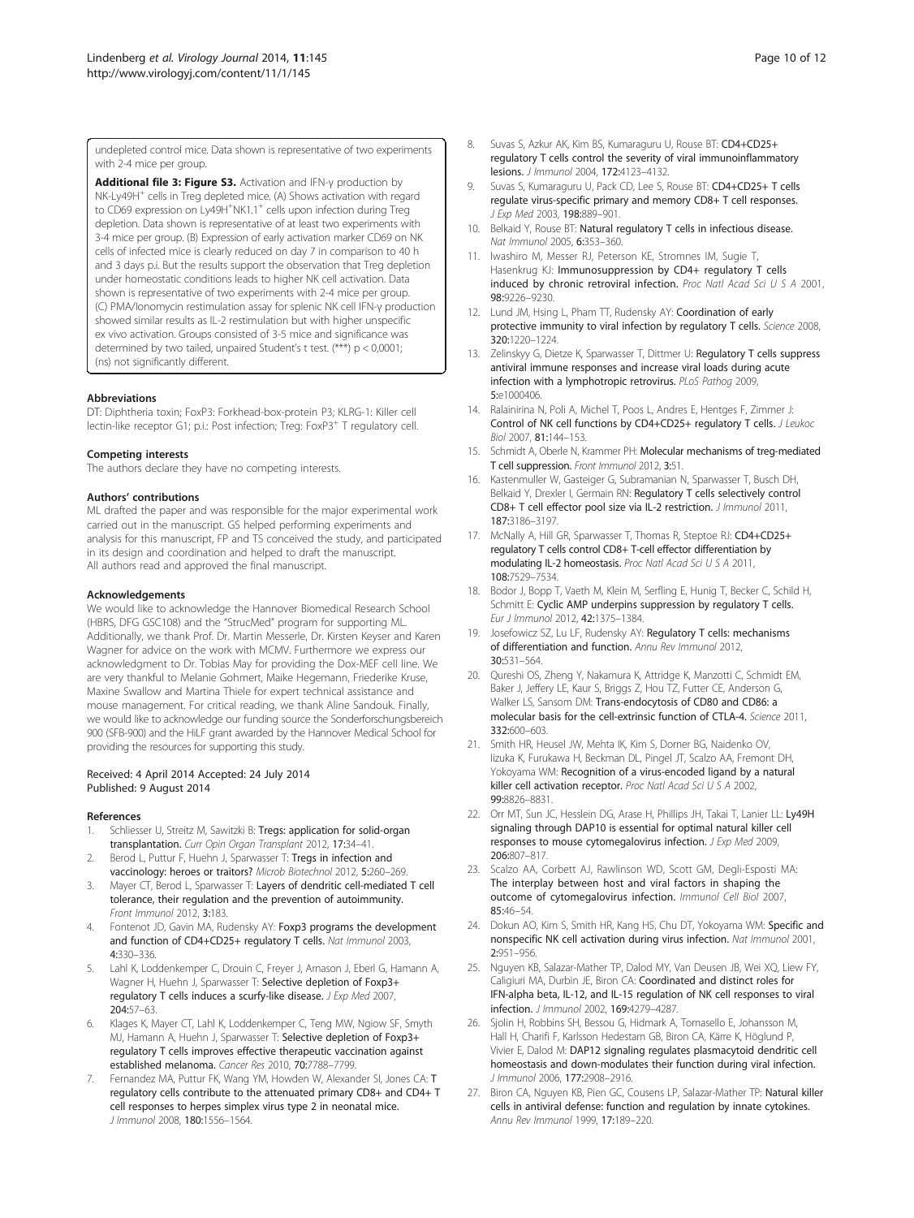undepleted control mice. Data shown is representative of two experiments with 2-4 mice per group.

**Additional file 3: Figure S3.** Activation and IFN-γ production by NK-Ly49H$^+$ cells in Treg depleted mice. (A) Shows activation with regard to CD69 expression on Ly49H$^+$NK1.1$^+$ cells upon infection during Treg depletion. Data shown is representative of at least two experiments with 3-4 mice per group. (B) Expression of early activation marker CD69 on NK cells of infected mice is clearly reduced on day 7 in comparison to 40 h and 3 days p.i. But the results support the observation that Treg depletion under homeostatic conditions leads to higher NK cell activation. Data shown is representative of two experiments with 2-4 mice per group. (C) PMA/Ionomycin restimulation assay for splenic NK cell IFN-γ production showed similar results as IL-2 restimulation but with higher unspecific ex vivo activation. Groups consisted of 3-5 mice and significance was determined by two tailed, unpaired Student's t test. (***) p < 0,0001; (ns) not significantly different.

#### Abbreviations

DT: Diphtheria toxin; FoxP3: Forkhead-box-protein P3; KLRG-1: Killer cell lectin-like receptor G1; p.i.: Post infection; Treg: FoxP3$^+$ T regulatory cell.

#### Competing interests

The authors declare they have no competing interests.

#### Authors' contributions

ML drafted the paper and was responsible for the major experimental work carried out in the manuscript. GS helped performing experiments and analysis for this manuscript, FP and TS conceived the study, and participated in its design and coordination and helped to draft the manuscript. All authors read and approved the final manuscript.

#### Acknowledgements

We would like to acknowledge the Hannover Biomedical Research School (HBRS, DFG GSC108) and the "StrucMed" program for supporting ML. Additionally, we thank Prof. Dr. Martin Messerle, Dr. Kirsten Keyser and Karen Wagner for advice on the work with MCMV. Furthermore we express our acknowledgment to Dr. Tobias May for providing the Dox-MEF cell line. We are very thankful to Melanie Gohmert, Maike Hegemann, Friederike Kruse, Maxine Swallow and Martina Thiele for expert technical assistance and mouse management. For critical reading, we thank Aline Sandouk. Finally, we would like to acknowledge our funding source the Sonderforschungsbereich 900 (SFB-900) and the HiLF grant awarded by the Hannover Medical School for providing the resources for supporting this study.

Received: 4 April 2014 Accepted: 24 July 2014
Published: 9 August 2014

#### References

1. Schliesser U, Streitz M, Sawitzki B: **Tregs: application for solid-organ transplantation.** *Curr Opin Organ Transplant* 2012, **17:**34–41.
2. Berod L, Puttur F, Huehn J, Sparwasser T: **Tregs in infection and vaccinology: heroes or traitors?** *Microb Biotechnol* 2012, **5:**260–269.
3. Mayer CT, Berod L, Sparwasser T: **Layers of dendritic cell-mediated T cell tolerance, their regulation and the prevention of autoimmunity.** *Front Immunol* 2012, **3:**183.
4. Fontenot JD, Gavin MA, Rudensky AY: **Foxp3 programs the development and function of CD4+CD25+ regulatory T cells.** *Nat Immunol* 2003, **4:**330–336.
5. Lahl K, Loddenkemper C, Drouin C, Freyer J, Arnason J, Eberl G, Hamann A, Wagner H, Huehn J, Sparwasser T: **Selective depletion of Foxp3+ regulatory T cells induces a scurfy-like disease.** *J Exp Med* 2007, **204:**57–63.
6. Klages K, Mayer CT, Lahl K, Loddenkemper C, Teng MW, Ngiow SF, Smyth MJ, Hamann A, Huehn J, Sparwasser T: **Selective depletion of Foxp3+ regulatory T cells improves effective therapeutic vaccination against established melanoma.** *Cancer Res* 2010, **70:**7788–7799.
7. Fernandez MA, Puttur FK, Wang YM, Howden W, Alexander SI, Jones CA: **T regulatory cells contribute to the attenuated primary CD8+ and CD4+ T cell responses to herpes simplex virus type 2 in neonatal mice.** *J Immunol* 2008, **180:**1556–1564.
8. Suvas S, Azkur AK, Kim BS, Kumaraguru U, Rouse BT: **CD4+CD25+ regulatory T cells control the severity of viral immunoinflammatory lesions.** *J Immunol* 2004, **172:**4123–4132.
9. Suvas S, Kumaraguru U, Pack CD, Lee S, Rouse BT: **CD4+CD25+ T cells regulate virus-specific primary and memory CD8+ T cell responses.** *J Exp Med* 2003, **198:**889–901.
10. Belkaid Y, Rouse BT: **Natural regulatory T cells in infectious disease.** *Nat Immunol* 2005, **6:**353–360.
11. Iwashiro M, Messer RJ, Peterson KE, Stromnes IM, Sugie T, Hasenkrug KJ: **Immunosuppression by CD4+ regulatory T cells induced by chronic retroviral infection.** *Proc Natl Acad Sci U S A* 2001, **98:**9226–9230.
12. Lund JM, Hsing L, Pham TT, Rudensky AY: **Coordination of early protective immunity to viral infection by regulatory T cells.** *Science* 2008, **320:**1220–1224.
13. Zelinskyy G, Dietze K, Sparwasser T, Dittmer U: **Regulatory T cells suppress antiviral immune responses and increase viral loads during acute infection with a lymphotropic retrovirus.** *PLoS Pathog* 2009, **5:**e1000406.
14. Ralainirina N, Poli A, Michel T, Poos L, Andres E, Hentges F, Zimmer J: **Control of NK cell functions by CD4+CD25+ regulatory T cells.** *J Leukoc Biol* 2007, **81:**144–153.
15. Schmidt A, Oberle N, Krammer PH: **Molecular mechanisms of treg-mediated T cell suppression.** *Front Immunol* 2012, **3:**51.
16. Kastenmuller W, Gasteiger G, Subramanian N, Sparwasser T, Busch DH, Belkaid Y, Drexler I, Germain RN: **Regulatory T cells selectively control CD8+ T cell effector pool size via IL-2 restriction.** *J Immunol* 2011, **187:**3186–3197.
17. McNally A, Hill GR, Sparwasser T, Thomas R, Steptoe RJ: **CD4+CD25+ regulatory T cells control CD8+ T-cell effector differentiation by modulating IL-2 homeostasis.** *Proc Natl Acad Sci U S A* 2011, **108:**7529–7534.
18. Bodor J, Bopp T, Vaeth M, Klein M, Serfling E, Hunig T, Becker C, Schild H, Schmitt E: **Cyclic AMP underpins suppression by regulatory T cells.** *Eur J Immunol* 2012, **42:**1375–1384.
19. Josefowicz SZ, Lu LF, Rudensky AY: **Regulatory T cells: mechanisms of differentiation and function.** *Annu Rev Immunol* 2012, **30:**531–564.
20. Qureshi OS, Zheng Y, Nakamura K, Attridge K, Manzotti C, Schmidt EM, Baker J, Jeffery LE, Kaur S, Briggs Z, Hou TZ, Futter CE, Anderson G, Walker LS, Sansom DM: **Trans-endocytosis of CD80 and CD86: a molecular basis for the cell-extrinsic function of CTLA-4.** *Science* 2011, **332:**600–603.
21. Smith HR, Heusel JW, Mehta IK, Kim S, Dorner BG, Naidenko OV, Iizuka K, Furukawa H, Beckman DL, Pingel JT, Scalzo AA, Fremont DH, Yokoyama WM: **Recognition of a virus-encoded ligand by a natural killer cell activation receptor.** *Proc Natl Acad Sci U S A* 2002, **99:**8826–8831.
22. Orr MT, Sun JC, Hesslein DG, Arase H, Phillips JH, Takai T, Lanier LL: **Ly49H signaling through DAP10 is essential for optimal natural killer cell responses to mouse cytomegalovirus infection.** *J Exp Med* 2009, **206:**807–817.
23. Scalzo AA, Corbett AJ, Rawlinson WD, Scott GM, Degli-Esposti MA: **The interplay between host and viral factors in shaping the outcome of cytomegalovirus infection.** *Immunol Cell Biol* 2007, **85:**46–54.
24. Dokun AO, Kim S, Smith HR, Kang HS, Chu DT, Yokoyama WM: **Specific and nonspecific NK cell activation during virus infection.** *Nat Immunol* 2001, **2:**951–956.
25. Nguyen KB, Salazar-Mather TP, Dalod MY, Van Deusen JB, Wei XQ, Liew FY, Caligiuri MA, Durbin JE, Biron CA: **Coordinated and distinct roles for IFN-alpha beta, IL-12, and IL-15 regulation of NK cell responses to viral infection.** *J Immunol* 2002, **169:**4279–4287.
26. Sjolin H, Robbins SH, Bessou G, Hidmark A, Tomasello E, Johansson M, Hall H, Charifi F, Karlsson Hedestam GB, Biron CA, Kärre K, Höglund P, Vivier E, Dalod M: **DAP12 signaling regulates plasmacytoid dendritic cell homeostasis and down-modulates their function during viral infection.** *J Immunol* 2006, **177:**2908–2916.
27. Biron CA, Nguyen KB, Pien GC, Cousens LP, Salazar-Mather TP: **Natural killer cells in antiviral defense: function and regulation by innate cytokines.** *Annu Rev Immunol* 1999, **17:**189–220.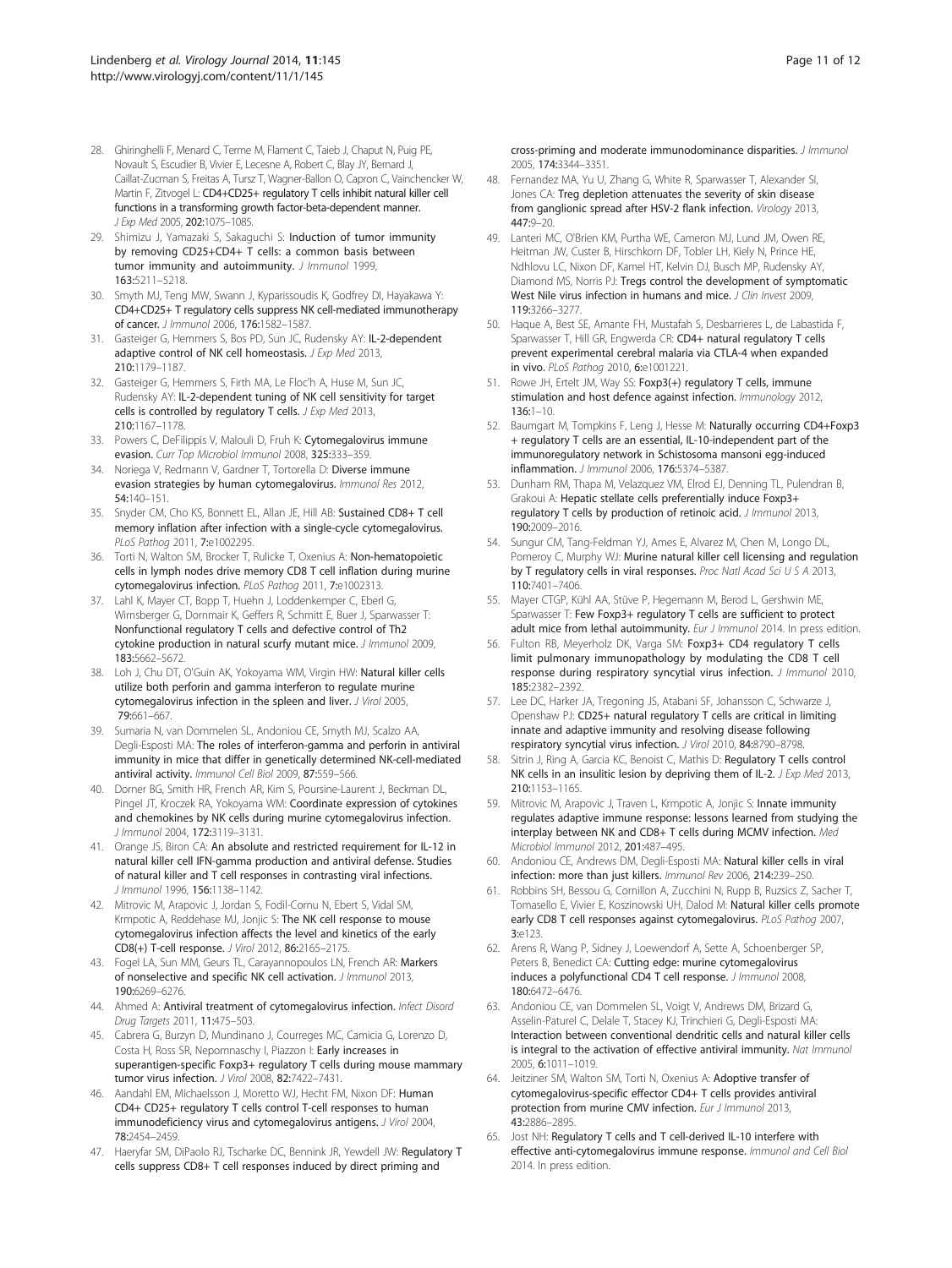28. Ghiringhelli F, Menard C, Terme M, Flament C, Taieb J, Chaput N, Puig PE, Novault S, Escudier B, Vivier E, Lecesne A, Robert C, Blay JY, Bernard J, Caillat-Zucman S, Freitas A, Tursz T, Wagner-Ballon O, Capron C, Vainchencker W, Martin F, Zitvogel L: **CD4+CD25+ regulatory T cells inhibit natural killer cell functions in a transforming growth factor-beta-dependent manner.** *J Exp Med* 2005, **202:**1075–1085.
29. Shimizu J, Yamazaki S, Sakaguchi S: **Induction of tumor immunity by removing CD25+CD4+ T cells: a common basis between tumor immunity and autoimmunity.** *J Immunol* 1999, **163:**5211–5218.
30. Smyth MJ, Teng MW, Swann J, Kyparissoudis K, Godfrey DI, Hayakawa Y: **CD4+CD25+ T regulatory cells suppress NK cell-mediated immunotherapy of cancer.** *J Immunol* 2006, **176:**1582–1587.
31. Gasteiger G, Hemmers S, Bos PD, Sun JC, Rudensky AY: **IL-2-dependent adaptive control of NK cell homeostasis.** *J Exp Med* 2013, **210:**1179–1187.
32. Gasteiger G, Hemmers S, Firth MA, Le Floc'h A, Huse M, Sun JC, Rudensky AY: **IL-2-dependent tuning of NK cell sensitivity for target cells is controlled by regulatory T cells.** *J Exp Med* 2013, **210:**1167–1178.
33. Powers C, DeFilippis V, Malouli D, Fruh K: **Cytomegalovirus immune evasion.** *Curr Top Microbiol Immunol* 2008, **325:**333–359.
34. Noriega V, Redmann V, Gardner T, Tortorella D: **Diverse immune evasion strategies by human cytomegalovirus.** *Immunol Res* 2012, **54:**140–151.
35. Snyder CM, Cho KS, Bonnett EL, Allan JE, Hill AB: **Sustained CD8+ T cell memory inflation after infection with a single-cycle cytomegalovirus.** *PLoS Pathog* 2011, **7:**e1002295.
36. Torti N, Walton SM, Brocker T, Rulicke T, Oxenius A: **Non-hematopoietic cells in lymph nodes drive memory CD8 T cell inflation during murine cytomegalovirus infection.** *PLoS Pathog* 2011, **7:**e1002313.
37. Lahl K, Mayer CT, Bopp T, Huehn J, Loddenkemper C, Eberl G, Wirnsberger G, Dornmair K, Geffers R, Schmitt E, Buer J, Sparwasser T: **Nonfunctional regulatory T cells and defective control of Th2 cytokine production in natural scurfy mutant mice.** *J Immunol* 2009, **183:**5662–5672.
38. Loh J, Chu DT, O'Guin AK, Yokoyama WM, Virgin HW: **Natural killer cells utilize both perforin and gamma interferon to regulate murine cytomegalovirus infection in the spleen and liver.** *J Virol* 2005, **79:**661–667.
39. Sumaria N, van Dommelen SL, Andoniou CE, Smyth MJ, Scalzo AA, Degli-Esposti MA: **The roles of interferon-gamma and perforin in antiviral immunity in mice that differ in genetically determined NK-cell-mediated antiviral activity.** *Immunol Cell Biol* 2009, **87:**559–566.
40. Dorner BG, Smith HR, French AR, Kim S, Poursine-Laurent J, Beckman DL, Pingel JT, Kroczek RA, Yokoyama WM: **Coordinate expression of cytokines and chemokines by NK cells during murine cytomegalovirus infection.** *J Immunol* 2004, **172:**3119–3131.
41. Orange JS, Biron CA: **An absolute and restricted requirement for IL-12 in natural killer cell IFN-gamma production and antiviral defense. Studies of natural killer and T cell responses in contrasting viral infections.** *J Immunol* 1996, **156:**1138–1142.
42. Mitrovic M, Arapovic J, Jordan S, Fodil-Cornu N, Ebert S, Vidal SM, Krmpotic A, Reddehase MJ, Jonjic S: **The NK cell response to mouse cytomegalovirus infection affects the level and kinetics of the early CD8(+) T-cell response.** *J Virol* 2012, **86:**2165–2175.
43. Fogel LA, Sun MM, Geurs TL, Carayannopoulos LN, French AR: **Markers of nonselective and specific NK cell activation.** *J Immunol* 2013, **190:**6269–6276.
44. Ahmed A: **Antiviral treatment of cytomegalovirus infection.** *Infect Disord Drug Targets* 2011, **11:**475–503.
45. Cabrera G, Burzyn D, Mundinano J, Courreges MC, Camicia G, Lorenzo D, Costa H, Ross SR, Nepomnaschy I, Piazzon I: **Early increases in superantigen-specific Foxp3+ regulatory T cells during mouse mammary tumor virus infection.** *J Virol* 2008, **82:**7422–7431.
46. Aandahl EM, Michaelsson J, Moretto WJ, Hecht FM, Nixon DF: **Human CD4+ CD25+ regulatory T cells control T-cell responses to human immunodeficiency virus and cytomegalovirus antigens.** *J Virol* 2004, **78:**2454–2459.
47. Haeryfar SM, DiPaolo RJ, Tscharke DC, Bennink JR, Yewdell JW: **Regulatory T cells suppress CD8+ T cell responses induced by direct priming and cross-priming and moderate immunodominance disparities.** *J Immunol* 2005, **174:**3344–3351.
48. Fernandez MA, Yu U, Zhang G, White R, Sparwasser T, Alexander SI, Jones CA: **Treg depletion attenuates the severity of skin disease from ganglionic spread after HSV-2 flank infection.** *Virology* 2013, **447:**9–20.
49. Lanteri MC, O'Brien KM, Purtha WE, Cameron MJ, Lund JM, Owen RE, Heitman JW, Custer B, Hirschkorn DF, Tobler LH, Kiely N, Prince HE, Ndhlovu LC, Nixon DF, Kamel HT, Kelvin DJ, Busch MP, Rudensky AY, Diamond MS, Norris PJ: **Tregs control the development of symptomatic West Nile virus infection in humans and mice.** *J Clin Invest* 2009, **119:**3266–3277.
50. Haque A, Best SE, Amante FH, Mustafah S, Desbarrieres L, de Labastida F, Sparwasser T, Hill GR, Engwerda CR: **CD4+ natural regulatory T cells prevent experimental cerebral malaria via CTLA-4 when expanded in vivo.** *PLoS Pathog* 2010, **6:**e1001221.
51. Rowe JH, Ertelt JM, Way SS: **Foxp3(+) regulatory T cells, immune stimulation and host defence against infection.** *Immunology* 2012, **136:**1–10.
52. Baumgart M, Tompkins F, Leng J, Hesse M: **Naturally occurring CD4+Foxp3 + regulatory T cells are an essential, IL-10-independent part of the immunoregulatory network in Schistosoma mansoni egg-induced inflammation.** *J Immunol* 2006, **176:**5374–5387.
53. Dunham RM, Thapa M, Velazquez VM, Elrod EJ, Denning TL, Pulendran B, Grakoui A: **Hepatic stellate cells preferentially induce Foxp3+ regulatory T cells by production of retinoic acid.** *J Immunol* 2013, **190:**2009–2016.
54. Sungur CM, Tang-Feldman YJ, Ames E, Alvarez M, Chen M, Longo DL, Pomeroy C, Murphy WJ: **Murine natural killer cell licensing and regulation by T regulatory cells in viral responses.** *Proc Natl Acad Sci U S A* 2013, **110:**7401–7406.
55. Mayer CTGP, Kühl AA, Stüve P, Hegemann M, Berod L, Gershwin ME, Sparwasser T: **Few Foxp3+ regulatory T cells are sufficient to protect adult mice from lethal autoimmunity.** *Eur J Immunol* 2014. In press edition.
56. Fulton RB, Meyerholz DK, Varga SM: **Foxp3+ CD4 regulatory T cells limit pulmonary immunopathology by modulating the CD8 T cell response during respiratory syncytial virus infection.** *J Immunol* 2010, **185:**2382–2392.
57. Lee DC, Harker JA, Tregoning JS, Atabani SF, Johansson C, Schwarze J, Openshaw PJ: **CD25+ natural regulatory T cells are critical in limiting innate and adaptive immunity and resolving disease following respiratory syncytial virus infection.** *J Virol* 2010, **84:**8790–8798.
58. Sitrin J, Ring A, Garcia KC, Benoist C, Mathis D: **Regulatory T cells control NK cells in an insulitic lesion by depriving them of IL-2.** *J Exp Med* 2013, **210:**1153–1165.
59. Mitrovic M, Arapovic J, Traven L, Krmpotic A, Jonjic S: **Innate immunity regulates adaptive immune response: lessons learned from studying the interplay between NK and CD8+ T cells during MCMV infection.** *Med Microbiol Immunol* 2012, **201:**487–495.
60. Andoniou CE, Andrews DM, Degli-Esposti MA: **Natural killer cells in viral infection: more than just killers.** *Immunol Rev* 2006, **214:**239–250.
61. Robbins SH, Bessou G, Cornillon A, Zucchini N, Rupp B, Ruzsics Z, Sacher T, Tomasello E, Vivier E, Koszinowski UH, Dalod M: **Natural killer cells promote early CD8 T cell responses against cytomegalovirus.** *PLoS Pathog* 2007, **3:**e123.
62. Arens R, Wang P, Sidney J, Loewendorf A, Sette A, Schoenberger SP, Peters B, Benedict CA: **Cutting edge: murine cytomegalovirus induces a polyfunctional CD4 T cell response.** *J Immunol* 2008, **180:**6472–6476.
63. Andoniou CE, van Dommelen SL, Voigt V, Andrews DM, Brizard G, Asselin-Paturel C, Delale T, Stacey KJ, Trinchieri G, Degli-Esposti MA: **Interaction between conventional dendritic cells and natural killer cells is integral to the activation of effective antiviral immunity.** *Nat Immunol* 2005, **6:**1011–1019.
64. Jeitziner SM, Walton SM, Torti N, Oxenius A: **Adoptive transfer of cytomegalovirus-specific effector CD4+ T cells provides antiviral protection from murine CMV infection.** *Eur J Immunol* 2013, **43:**2886–2895.
65. Jost NH: **Regulatory T cells and T cell-derived IL-10 interfere with effective anti-cytomegalovirus immune response.** *Immunol and Cell Biol* 2014. In press edition.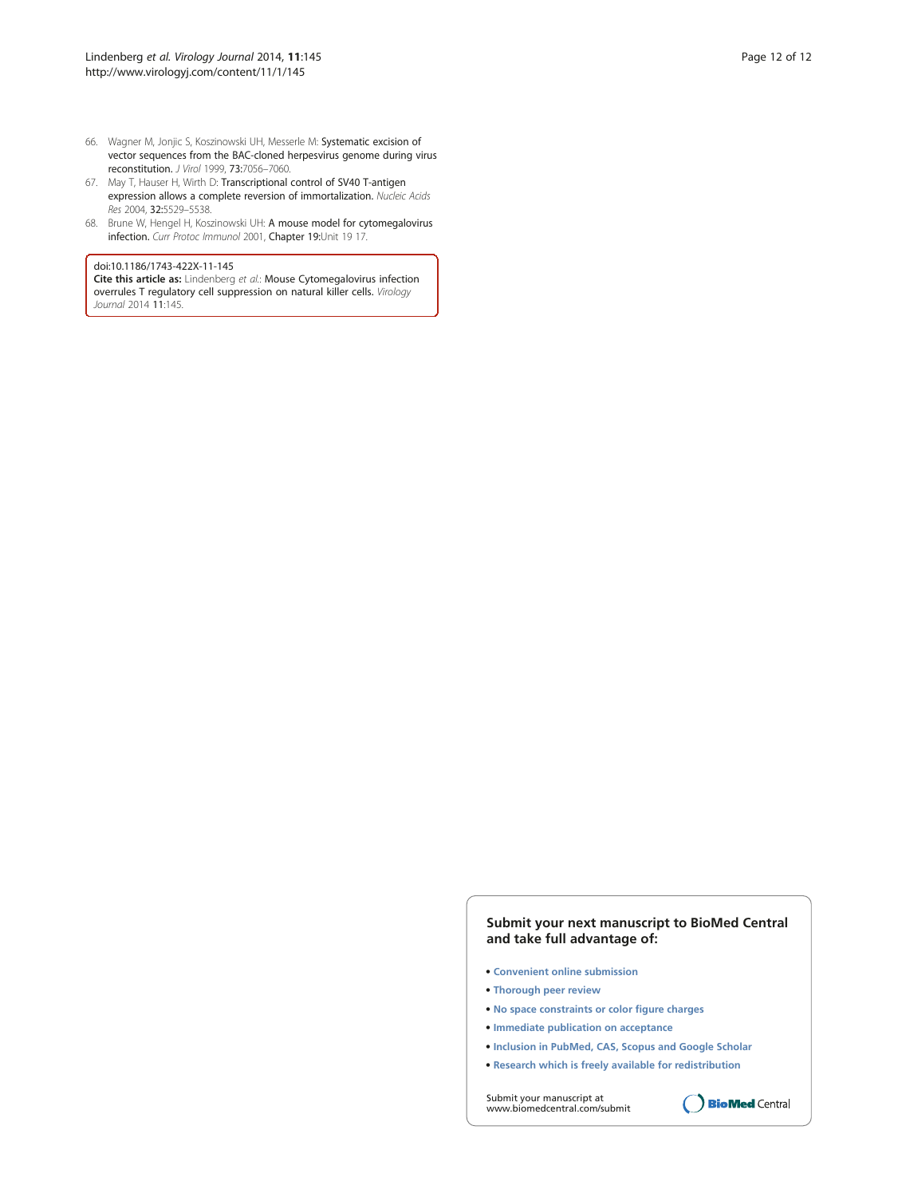66. Wagner M, Jonjic S, Koszinowski UH, Messerle M: **Systematic excision of vector sequences from the BAC-cloned herpesvirus genome during virus reconstitution.** *J Virol* 1999, **73:**7056–7060.
67. May T, Hauser H, Wirth D: **Transcriptional control of SV40 T-antigen expression allows a complete reversion of immortalization.** *Nucleic Acids Res* 2004, **32:**5529–5538.
68. Brune W, Hengel H, Koszinowski UH: **A mouse model for cytomegalovirus infection.** *Curr Protoc Immunol* 2001, **Chapter 19:**Unit 19 17.

doi:10.1186/1743-422X-11-145
**Cite this article as:** Lindenberg *et al.*: Mouse Cytomegalovirus infection overrules T regulatory cell suppression on natural killer cells. *Virology Journal* 2014 **11**:145.

**Submit your next manuscript to BioMed Central and take full advantage of:**

- **Convenient online submission**
- **Thorough peer review**
- **No space constraints or color figure charges**
- **Immediate publication on acceptance**
- **Inclusion in PubMed, CAS, Scopus and Google Scholar**
- **Research which is freely available for redistribution**

Submit your manuscript at
www.biomedcentral.com/submit

BioMed Central